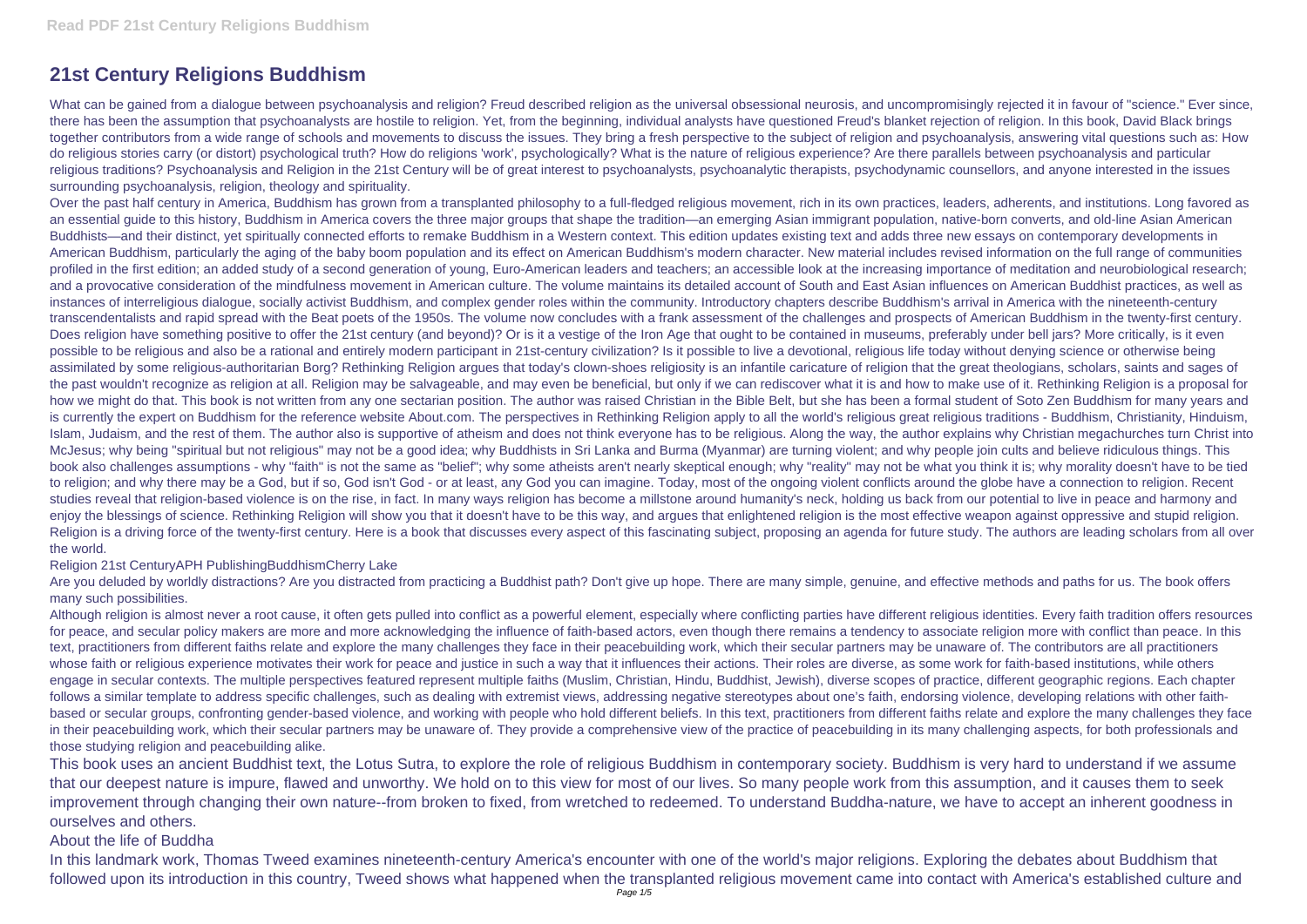# 21st Century Religions Buddhism

What can be gained from a dialogue between psychoanalysis and religion? Freud described religion as the universal obsessional neurosis, and uncompromisingly rejected it in favour of "science." Ever since, there has been the assumption that psychoanalysts are hostile to religion. Yet, from the beginning, individual analysts have questioned Freud's blanket rejection of religion. In this book, David Black brings together contributors from a wide range of schools and movements to discuss the issues. They bring a fresh perspective to the subject of religion and psychoanalysis, answering vital questions such as: How do religious stories carry (or distort) psychological truth? How do religions 'work', psychologically? What is the nature of religious experience? Are there parallels between psychoanalysis and particular religious traditions? Psychoanalysis and Religion in the 21st Century will be of great interest to psychoanalysts, psychoanalytic therapists, psychodynamic counsellors, and anyone interested in the issues surrounding psychoanalysis, religion, theology and spirituality.

Over the past half century in America, Buddhism has grown from a transplanted philosophy to a full-fledged religious movement, rich in its own practices, leaders, adherents, and institutions. Long favored as an essential guide to this history, Buddhism in America covers the three major groups that shape the tradition—an emerging Asian immigrant population, native-born converts, and old-line Asian American Buddhists—and their distinct, yet spiritually connected efforts to remake Buddhism in a Western context. This edition updates existing text and adds three new essays on contemporary developments in American Buddhism, particularly the aging of the baby boom population and its effect on American Buddhism's modern character. New material includes revised information on the full range of communities profiled in the first edition; an added study of a second generation of young, Euro-American leaders and teachers; an accessible look at the increasing importance of meditation and neurobiological research; and a provocative consideration of the mindfulness movement in American culture. The volume maintains its detailed account of South and East Asian influences on American Buddhist practices, as well as instances of interreligious dialogue, socially activist Buddhism, and complex gender roles within the community. Introductory chapters describe Buddhism's arrival in America with the nineteenth-century transcendentalists and rapid spread with the Beat poets of the 1950s. The volume now concludes with a frank assessment of the challenges and prospects of American Buddhism in the twenty-first century.

Does religion have something positive to offer the 21st century (and beyond)? Or is it a vestige of the Iron Age that ought to be contained in museums, preferably under bell jars? More critically, is it even possible to be religious and also be a rational and entirely modern participant in 21st-century civilization? Is it possible to live a devotional, religious life today without denying science or otherwise being assimilated by some religious-authoritarian Borg? Rethinking Religion argues that today's clown-shoes religiosity is an infantile caricature of religion that the great theologians, scholars, saints and sages of the past wouldn't recognize as religion at all. Religion may be salvageable, and may even be beneficial, but only if we can rediscover what it is and how to make use of it. Rethinking Religion is a proposal for how we might do that. This book is not written from any one sectarian position. The author was raised Christian in the Bible Belt, but she has been a formal student of Soto Zen Buddhism for many years and is currently the expert on Buddhism for the reference website About.com. The perspectives in Rethinking Religion apply to all the world's religious great religious traditions - Buddhism, Christianity, Hinduism, Islam, Judaism, and the rest of them. The author also is supportive of atheism and does not think everyone has to be religious. Along the way, the author explains why Christian megachurches turn Christ into McJesus; why being "spiritual but not religious" may not be a good idea; why Buddhists in Sri Lanka and Burma (Myanmar) are turning violent; and why people join cults and believe ridiculous things. This book also challenges assumptions - why "faith" is not the same as "belief"; why some atheists aren't nearly skeptical enough; why "reality" may not be what you think it is; why morality doesn't have to be tied to religion; and why there may be a God, but if so, God isn't God - or at least, any God you can imagine. Today, most of the ongoing violent conflicts around the globe have a connection to religion. Recent studies reveal that religion-based violence is on the rise, in fact. In many ways religion has become a millstone around humanity's neck, holding us back from our potential to live in peace and harmony and enjoy the blessings of science. Rethinking Religion will show you that it doesn't have to be this way, and argues that enlightened religion is the most effective weapon against oppressive and stupid religion.

Religion is a driving force of the twenty-first century. Here is a book that discusses every aspect of this fascinating subject, proposing an agenda for future study. The authors are leading scholars from all over the world.

Religion 21st CenturyAPH PublishingBuddhismCherry Lake

Are you deluded by worldly distractions? Are you distracted from practicing a Buddhist path? Don't give up hope. There are many simple, genuine, and effective methods and paths for us. The book offers many such possibilities.

Although religion is almost never a root cause, it often gets pulled into conflict as a powerful element, especially where conflicting parties have different religious identities. Every faith tradition offers resources for peace, and secular policy makers are more and more acknowledging the influence of faith-based actors, even though there remains a tendency to associate religion more with conflict than peace. In this text, practitioners from different faiths relate and explore the many challenges they face in their peacebuilding work, which their secular partners may be unaware of. The contributors are all practitioners whose faith or religious experience motivates their work for peace and justice in such a way that it influences their actions. Their roles are diverse, as some work for faith-based institutions, while others engage in secular contexts. The multiple perspectives featured represent multiple faiths (Muslim, Christian, Hindu, Buddhist, Jewish), diverse scopes of practice, different geographic regions. Each chapter follows a similar template to address specific challenges, such as dealing with extremist views, addressing negative stereotypes about one's faith, endorsing violence, developing relations with other faith-based or secular groups, confronting gender-based violence, and working with people who hold different beliefs. In this text, practitioners from different faiths relate and explore the many challenges they face in their peacebuilding work, which their secular partners may be unaware of. They provide a comprehensive view of the practice of peacebuilding in its many challenging aspects, for both professionals and those studying religion and peacebuilding alike.

This book uses an ancient Buddhist text, the Lotus Sutra, to explore the role of religious Buddhism in contemporary society. Buddhism is very hard to understand if we assume that our deepest nature is impure, flawed and unworthy. We hold on to this view for most of our lives. So many people work from this assumption, and it causes them to seek improvement through changing their own nature--from broken to fixed, from wretched to redeemed. To understand Buddha-nature, we have to accept an inherent goodness in ourselves and others.

About the life of Buddha

In this landmark work, Thomas Tweed examines nineteenth-century America's encounter with one of the world's major religions. Exploring the debates about Buddhism that followed upon its introduction in this country, Tweed shows what happened when the transplanted religious movement came into contact with America's established culture and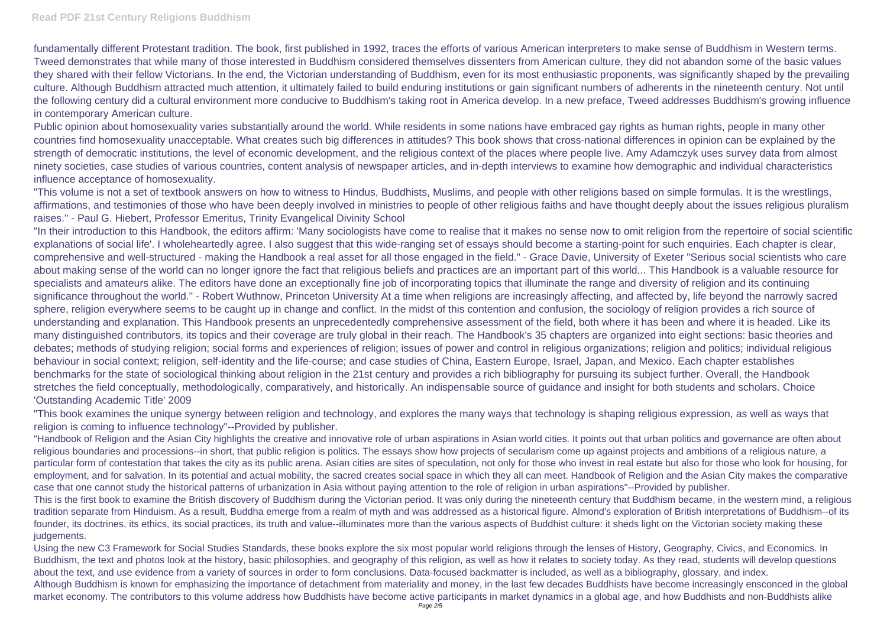fundamentally different Protestant tradition. The book, first published in 1992, traces the efforts of various American interpreters to make sense of Buddhism in Western terms. Tweed demonstrates that while many of those interested in Buddhism considered themselves dissenters from American culture, they did not abandon some of the basic values they shared with their fellow Victorians. In the end, the Victorian understanding of Buddhism, even for its most enthusiastic proponents, was significantly shaped by the prevailing culture. Although Buddhism attracted much attention, it ultimately failed to build enduring institutions or gain significant numbers of adherents in the nineteenth century. Not until the following century did a cultural environment more conducive to Buddhism's taking root in America develop. In a new preface, Tweed addresses Buddhism's growing influence in contemporary American culture.

Public opinion about homosexuality varies substantially around the world. While residents in some nations have embraced gay rights as human rights, people in many other countries find homosexuality unacceptable. What creates such big differences in attitudes? This book shows that cross-national differences in opinion can be explained by the strength of democratic institutions, the level of economic development, and the religious context of the places where people live. Amy Adamczyk uses survey data from almost ninety societies, case studies of various countries, content analysis of newspaper articles, and in-depth interviews to examine how demographic and individual characteristics influence acceptance of homosexuality.

"This volume is not a set of textbook answers on how to witness to Hindus, Buddhists, Muslims, and people with other religions based on simple formulas. It is the wrestlings, affirmations, and testimonies of those who have been deeply involved in ministries to people of other religious faiths and have thought deeply about the issues religious pluralism raises." - Paul G. Hiebert, Professor Emeritus, Trinity Evangelical Divinity School

"In their introduction to this Handbook, the editors affirm: 'Many sociologists have come to realise that it makes no sense now to omit religion from the repertoire of social scientific explanations of social life'. I wholeheartedly agree. I also suggest that this wide-ranging set of essays should become a starting-point for such enquiries. Each chapter is clear, comprehensive and well-structured - making the Handbook a real asset for all those engaged in the field." - Grace Davie, University of Exeter "Serious social scientists who care about making sense of the world can no longer ignore the fact that religious beliefs and practices are an important part of this world... This Handbook is a valuable resource for specialists and amateurs alike. The editors have done an exceptionally fine job of incorporating topics that illuminate the range and diversity of religion and its continuing significance throughout the world." - Robert Wuthnow, Princeton University At a time when religions are increasingly affecting, and affected by, life beyond the narrowly sacred sphere, religion everywhere seems to be caught up in change and conflict. In the midst of this contention and confusion, the sociology of religion provides a rich source of understanding and explanation. This Handbook presents an unprecedentedly comprehensive assessment of the field, both where it has been and where it is headed. Like its many distinguished contributors, its topics and their coverage are truly global in their reach. The Handbook's 35 chapters are organized into eight sections: basic theories and debates; methods of studying religion; social forms and experiences of religion; issues of power and control in religious organizations; religion and politics; individual religious behaviour in social context; religion, self-identity and the life-course; and case studies of China, Eastern Europe, Israel, Japan, and Mexico. Each chapter establishes benchmarks for the state of sociological thinking about religion in the 21st century and provides a rich bibliography for pursuing its subject further. Overall, the Handbook stretches the field conceptually, methodologically, comparatively, and historically. An indispensable source of guidance and insight for both students and scholars. Choice 'Outstanding Academic Title' 2009

"This book examines the unique synergy between religion and technology, and explores the many ways that technology is shaping religious expression, as well as ways that religion is coming to influence technology"--Provided by publisher.

"Handbook of Religion and the Asian City highlights the creative and innovative role of urban aspirations in Asian world cities. It points out that urban politics and governance are often about religious boundaries and processions--in short, that public religion is politics. The essays show how projects of secularism come up against projects and ambitions of a religious nature, a particular form of contestation that takes the city as its public arena. Asian cities are sites of speculation, not only for those who invest in real estate but also for those who look for housing, for employment, and for salvation. In its potential and actual mobility, the sacred creates social space in which they all can meet. Handbook of Religion and the Asian City makes the comparative case that one cannot study the historical patterns of urbanization in Asia without paying attention to the role of religion in urban aspirations"--Provided by publisher.

This is the first book to examine the British discovery of Buddhism during the Victorian period. It was only during the nineteenth century that Buddhism became, in the western mind, a religious tradition separate from Hinduism. As a result, Buddha emerge from a realm of myth and was addressed as a historical figure. Almond's exploration of British interpretations of Buddhism--of its founder, its doctrines, its ethics, its social practices, its truth and value--illuminates more than the various aspects of Buddhist culture: it sheds light on the Victorian society making these judgements.

Using the new C3 Framework for Social Studies Standards, these books explore the six most popular world religions through the lenses of History, Geography, Civics, and Economics. In Buddhism, the text and photos look at the history, basic philosophies, and geography of this religion, as well as how it relates to society today. As they read, students will develop questions about the text, and use evidence from a variety of sources in order to form conclusions. Data-focused backmatter is included, as well as a bibliography, glossary, and index.

Although Buddhism is known for emphasizing the importance of detachment from materiality and money, in the last few decades Buddhists have become increasingly ensconced in the global market economy. The contributors to this volume address how Buddhists have become active participants in market dynamics in a global age, and how Buddhists and non-Buddhists alike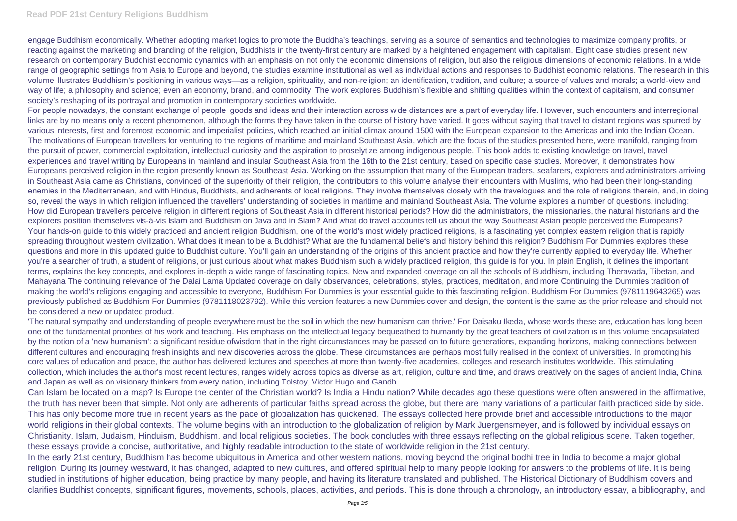engage Buddhism economically. Whether adopting market logics to promote the Buddha's teachings, serving as a source of semantics and technologies to maximize company profits, or reacting against the marketing and branding of the religion, Buddhists in the twenty-first century are marked by a heightened engagement with capitalism. Eight case studies present new research on contemporary Buddhist economic dynamics with an emphasis on not only the economic dimensions of religion, but also the religious dimensions of economic relations. In a wide range of geographic settings from Asia to Europe and beyond, the studies examine institutional as well as individual actions and responses to Buddhist economic relations. The research in this volume illustrates Buddhism's positioning in various ways—as a religion, spirituality, and non-religion; an identification, tradition, and culture; a source of values and morals; a world-view and way of life; a philosophy and science; even an economy, brand, and commodity. The work explores Buddhism's flexible and shifting qualities within the context of capitalism, and consumer society's reshaping of its portrayal and promotion in contemporary societies worldwide.

For people nowadays, the constant exchange of people, goods and ideas and their interaction across wide distances are a part of everyday life. However, such encounters and interregional links are by no means only a recent phenomenon, although the forms they have taken in the course of history have varied. It goes without saying that travel to distant regions was spurred by various interests, first and foremost economic and imperialist policies, which reached an initial climax around 1500 with the European expansion to the Americas and into the Indian Ocean. The motivations of European travellers for venturing to the regions of maritime and mainland Southeast Asia, which are the focus of the studies presented here, were manifold, ranging from the pursuit of power, commercial exploitation, intellectual curiosity and the aspiration to proselytize among indigenous people. This book adds to existing knowledge on travel, travel experiences and travel writing by Europeans in mainland and insular Southeast Asia from the 16th to the 21st century, based on specific case studies. Moreover, it demonstrates how Europeans perceived religion in the region presently known as Southeast Asia. Working on the assumption that many of the European traders, seafarers, explorers and administrators arriving in Southeast Asia came as Christians, convinced of the superiority of their religion, the contributors to this volume analyse their encounters with Muslims, who had been their long-standing enemies in the Mediterranean, and with Hindus, Buddhists, and adherents of local religions. They involve themselves closely with the travelogues and the role of religions therein, and, in doing so, reveal the ways in which religion influenced the travellers' understanding of societies in maritime and mainland Southeast Asia. The volume explores a number of questions, including: How did European travellers perceive religion in different regions of Southeast Asia in different historical periods? How did the administrators, the missionaries, the natural historians and the explorers position themselves vis-à-vis Islam and Buddhism on Java and in Siam? And what do travel accounts tell us about the way Southeast Asian people perceived the Europeans?

Your hands-on guide to this widely practiced and ancient religion Buddhism, one of the world's most widely practiced religions, is a fascinating yet complex eastern religion that is rapidly spreading throughout western civilization. What does it mean to be a Buddhist? What are the fundamental beliefs and history behind this religion? Buddhism For Dummies explores these questions and more in this updated guide to Buddhist culture. You'll gain an understanding of the origins of this ancient practice and how they're currently applied to everyday life. Whether you're a searcher of truth, a student of religions, or just curious about what makes Buddhism such a widely practiced religion, this guide is for you. In plain English, it defines the important terms, explains the key concepts, and explores in-depth a wide range of fascinating topics. New and expanded coverage on all the schools of Buddhism, including Theravada, Tibetan, and Mahayana The continuing relevance of the Dalai Lama Updated coverage on daily observances, celebrations, styles, practices, meditation, and more Continuing the Dummies tradition of making the world's religions engaging and accessible to everyone, Buddhism For Dummies is your essential guide to this fascinating religion. Buddhism For Dummies (9781119643265) was previously published as Buddhism For Dummies (9781118023792). While this version features a new Dummies cover and design, the content is the same as the prior release and should not be considered a new or updated product.

'The natural sympathy and understanding of people everywhere must be the soil in which the new humanism can thrive.' For Daisaku Ikeda, whose words these are, education has long been one of the fundamental priorities of his work and teaching. His emphasis on the intellectual legacy bequeathed to humanity by the great teachers of civilization is in this volume encapsulated by the notion of a 'new humanism': a significant residue ofwisdom that in the right circumstances may be passed on to future generations, expanding horizons, making connections between different cultures and encouraging fresh insights and new discoveries across the globe. These circumstances are perhaps most fully realised in the context of universities. In promoting his core values of education and peace, the author has delivered lectures and speeches at more than twenty-five academies, colleges and research institutes worldwide. This stimulating collection, which includes the author's most recent lectures, ranges widely across topics as diverse as art, religion, culture and time, and draws creatively on the sages of ancient India, China and Japan as well as on visionary thinkers from every nation, including Tolstoy, Victor Hugo and Gandhi.

Can Islam be located on a map? Is Europe the center of the Christian world? Is India a Hindu nation? While decades ago these questions were often answered in the affirmative, the truth has never been that simple. Not only are adherents of particular faiths spread across the globe, but there are many variations of a particular faith practiced side by side. This has only become more true in recent years as the pace of globalization has quickened. The essays collected here provide brief and accessible introductions to the major world religions in their global contexts. The volume begins with an introduction to the globalization of religion by Mark Juergensmeyer, and is followed by individual essays on Christianity, Islam, Judaism, Hinduism, Buddhism, and local religious societies. The book concludes with three essays reflecting on the global religious scene. Taken together, these essays provide a concise, authoritative, and highly readable introduction to the state of worldwide religion in the 21st century.

In the early 21st century, Buddhism has become ubiquitous in America and other western nations, moving beyond the original bodhi tree in India to become a major global religion. During its journey westward, it has changed, adapted to new cultures, and offered spiritual help to many people looking for answers to the problems of life. It is being studied in institutions of higher education, being practice by many people, and having its literature translated and published. The Historical Dictionary of Buddhism covers and clarifies Buddhist concepts, significant figures, movements, schools, places, activities, and periods. This is done through a chronology, an introductory essay, a bibliography, and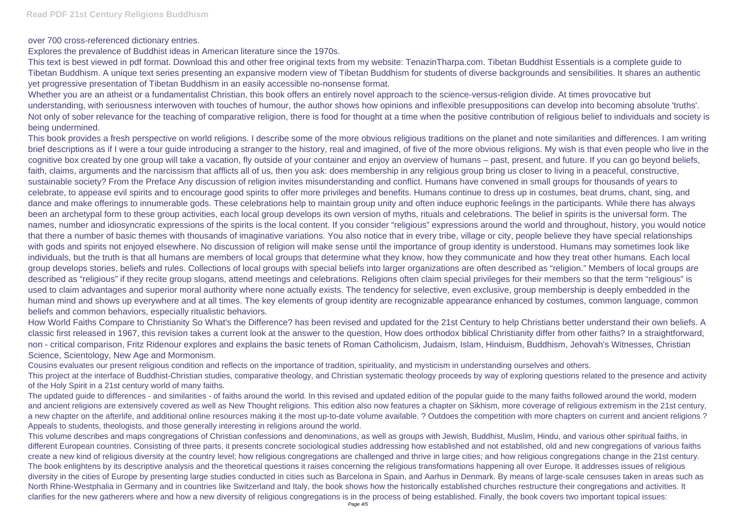over 700 cross-referenced dictionary entries.

Explores the prevalence of Buddhist ideas in American literature since the 1970s.

This text is best viewed in pdf format. Download this and other free original texts from my website: TenazinTharpa.com. Tibetan Buddhist Essentials is a complete guide to Tibetan Buddhism. A unique text series presenting an expansive modern view of Tibetan Buddhism for students of diverse backgrounds and sensibilities. It shares an authentic yet progressive presentation of Tibetan Buddhism in an easily accessible no-nonsense format.

Whether you are an atheist or a fundamentalist Christian, this book offers an entirely novel approach to the science-versus-religion divide. At times provocative but understanding, with seriousness interwoven with touches of humour, the author shows how opinions and inflexible presuppositions can develop into becoming absolute 'truths'. Not only of sober relevance for the teaching of comparative religion, there is food for thought at a time when the positive contribution of religious belief to individuals and society is being undermined.

This book provides a fresh perspective on world religions. I describe some of the more obvious religious traditions on the planet and note similarities and differences. I am writing brief descriptions as if I were a tour guide introducing a stranger to the history, real and imagined, of five of the more obvious religions. My wish is that even people who live in the cognitive box created by one group will take a vacation, fly outside of your container and enjoy an overview of humans – past, present, and future. If you can go beyond beliefs, faith, claims, arguments and the narcissism that afflicts all of us, then you ask: does membership in any religious group bring us closer to living in a peaceful, constructive, sustainable society? From the Preface Any discussion of religion invites misunderstanding and conflict. Humans have convened in small groups for thousands of years to celebrate, to appease evil spirits and to encourage good spirits to offer more privileges and benefits. Humans continue to dress up in costumes, beat drums, chant, sing, and dance and make offerings to innumerable gods. These celebrations help to maintain group unity and often induce euphoric feelings in the participants. While there has always been an archetypal form to these group activities, each local group develops its own version of myths, rituals and celebrations. The belief in spirits is the universal form. The names, number and idiosyncratic expressions of the spirits is the local content. If you consider "religious" expressions around the world and throughout, history, you would notice that there a number of basic themes with thousands of imaginative variations. You also notice that in every tribe, village or city, people believe they have special relationships with gods and spirits not enjoyed elsewhere. No discussion of religion will make sense until the importance of group identity is understood. Humans may sometimes look like individuals, but the truth is that all humans are members of local groups that determine what they know, how they communicate and how they treat other humans. Each local group develops stories, beliefs and rules. Collections of local groups with special beliefs into larger organizations are often described as "religion." Members of local groups are described as "religious" if they recite group slogans, attend meetings and celebrations. Religions often claim special privileges for their members so that the term "religious" is used to claim advantages and superior moral authority where none actually exists. The tendency for selective, even exclusive, group membership is deeply embedded in the human mind and shows up everywhere and at all times. The key elements of group identity are recognizable appearance enhanced by costumes, common language, common beliefs and common behaviors, especially ritualistic behaviors.

How World Faiths Compare to Christianity So What's the Difference? has been revised and updated for the 21st Century to help Christians better understand their own beliefs. A classic first released in 1967, this revision takes a current look at the answer to the question, How does orthodox biblical Christianity differ from other faiths? In a straightforward, non - critical comparison, Fritz Ridenour explores and explains the basic tenets of Roman Catholicism, Judaism, Islam, Hinduism, Buddhism, Jehovah's Witnesses, Christian Science, Scientology, New Age and Mormonism.

Cousins evaluates our present religious condition and reflects on the importance of tradition, spirituality, and mysticism in understanding ourselves and others.

This project at the interface of Buddhist-Christian studies, comparative theology, and Christian systematic theology proceeds by way of exploring questions related to the presence and activity of the Holy Spirit in a 21st century world of many faiths.

The updated guide to differences - and similarities - of faiths around the world. In this revised and updated edition of the popular guide to the many faiths followed around the world, modern and ancient religions are extensively covered as well as New Thought religions. This edition also now features a chapter on Sikhism, more coverage of religious extremism in the 21st century, a new chapter on the afterlife, and additional online resources making it the most up-to-date volume available. ? Outdoes the competition with more chapters on current and ancient religions ? Appeals to students, theologists, and those generally interesting in religions around the world.

This volume describes and maps congregations of Christian confessions and denominations, as well as groups with Jewish, Buddhist, Muslim, Hindu, and various other spiritual faiths, in different European countries. Consisting of three parts, it presents concrete sociological studies addressing how established and not established, old and new congregations of various faiths create a new kind of religious diversity at the country level; how religious congregations are challenged and thrive in large cities; and how religious congregations change in the 21st century. The book enlightens by its descriptive analysis and the theoretical questions it raises concerning the religious transformations happening all over Europe. It addresses issues of religious diversity in the cities of Europe by presenting large studies conducted in cities such as Barcelona in Spain, and Aarhus in Denmark. By means of large-scale censuses taken in areas such as North Rhine-Westphalia in Germany and in countries like Switzerland and Italy, the book shows how the historically established churches restructure their congregations and activities. It clarifies for the new gatherers where and how a new diversity of religious congregations is in the process of being established. Finally, the book covers two important topical issues: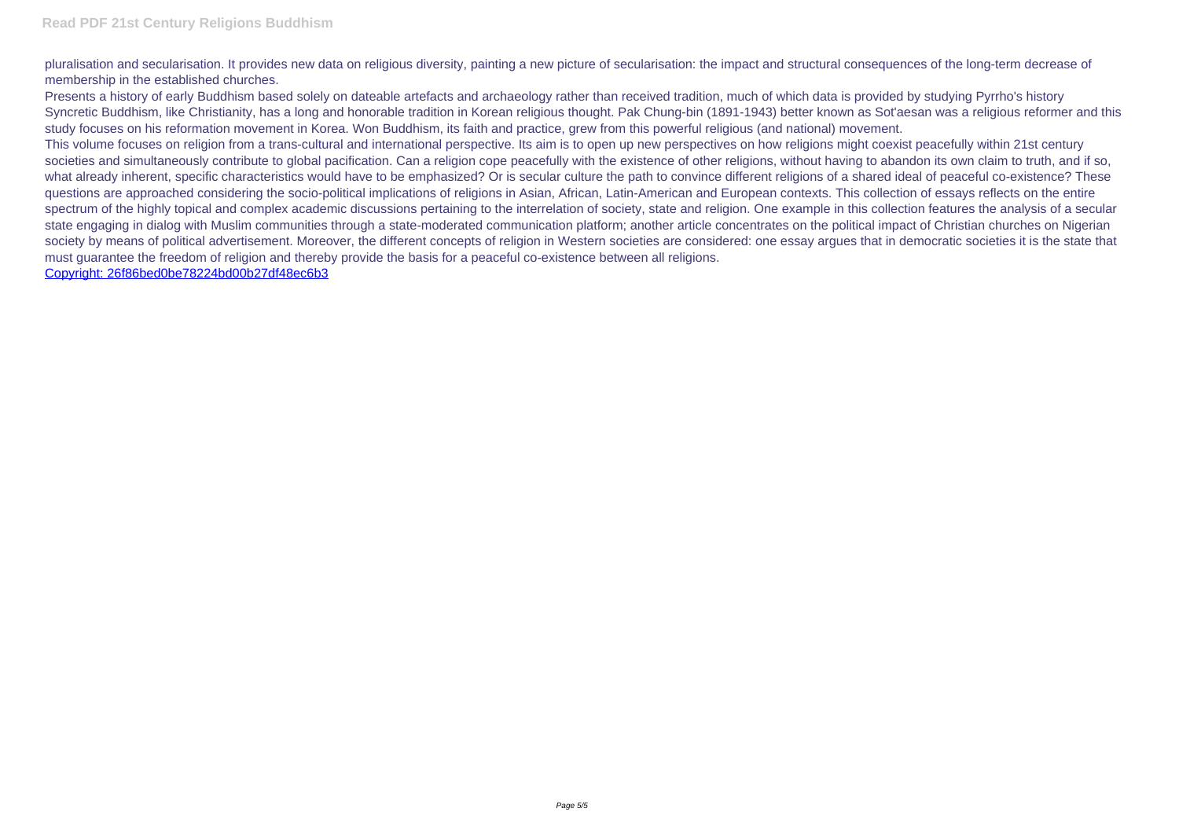pluralisation and secularisation. It provides new data on religious diversity, painting a new picture of secularisation: the impact and structural consequences of the long-term decrease of membership in the established churches.

Presents a history of early Buddhism based solely on dateable artefacts and archaeology rather than received tradition, much of which data is provided by studying Pyrrho's history

Syncretic Buddhism, like Christianity, has a long and honorable tradition in Korean religious thought. Pak Chung-bin (1891-1943) better known as Sot'aesan was a religious reformer and this study focuses on his reformation movement in Korea. Won Buddhism, its faith and practice, grew from this powerful religious (and national) movement.

This volume focuses on religion from a trans-cultural and international perspective. Its aim is to open up new perspectives on how religions might coexist peacefully within 21st century societies and simultaneously contribute to global pacification. Can a religion cope peacefully with the existence of other religions, without having to abandon its own claim to truth, and if so, what already inherent, specific characteristics would have to be emphasized? Or is secular culture the path to convince different religions of a shared ideal of peaceful co-existence? These questions are approached considering the socio-political implications of religions in Asian, African, Latin-American and European contexts. This collection of essays reflects on the entire spectrum of the highly topical and complex academic discussions pertaining to the interrelation of society, state and religion. One example in this collection features the analysis of a secular state engaging in dialog with Muslim communities through a state-moderated communication platform; another article concentrates on the political impact of Christian churches on Nigerian society by means of political advertisement. Moreover, the different concepts of religion in Western societies are considered: one essay argues that in democratic societies it is the state that must guarantee the freedom of religion and thereby provide the basis for a peaceful co-existence between all religions.

Copyright: 26f86bed0be78224bd00b27df48ec6b3